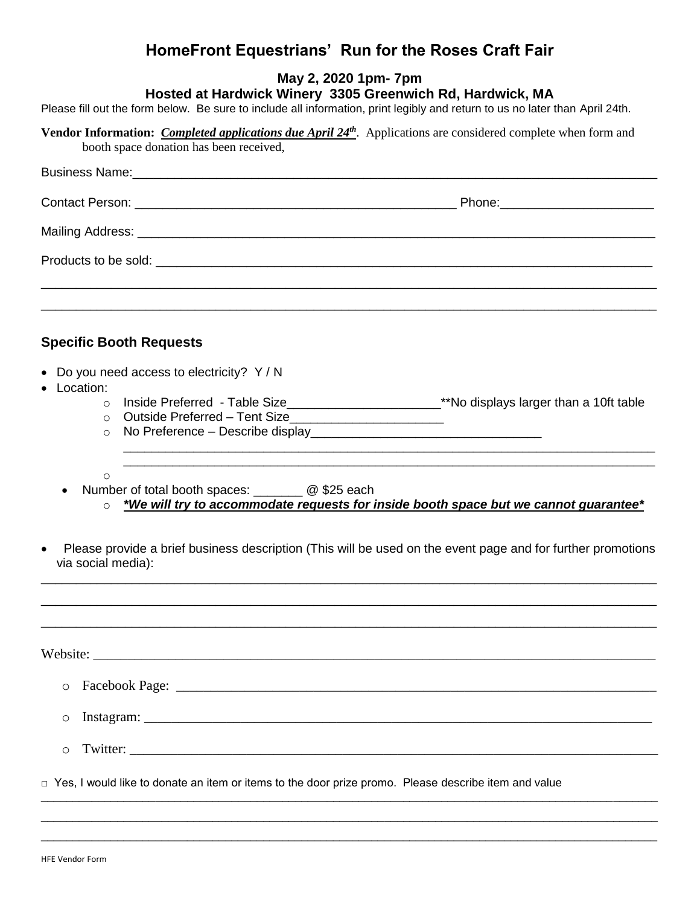# HomeFront Equestrians' Run for the Roses Craft Fair

### May 2, 2020 1pm- 7pm

### Hosted at Hardwick Winery 3305 Greenwich Rd, Hardwick, MA

Please fill out the form below. Be sure to include all information, print legibly and return to us no later than April 24th.

**Vendor Information:** ***Completed applications due April 24th***. Applications are considered complete when form and booth space donation has been received,

Business Name:_______________________________________________________________________________

Contact Person: ________________________________________________ Phone:______________________

Mailing Address: ______________________________________________________________________________

Products to be sold: ___________________________________________________________________________

_____________________________________________________________________________________________

_____________________________________________________________________________________________

### Specific Booth Requests

- Do you need access to electricity? Y / N
- Location:
  - Inside Preferred - Table Size______________________**No displays larger than a 10ft table
  - Outside Preferred – Tent Size______________________
  - No Preference – Describe display_________________________________
    ___________________________________________________________________________
    ___________________________________________________________________________
  - 
- Number of total booth spaces: _______ @ $25 each
  - ***\*We will try to accommodate requests for inside booth space but we cannot guarantee\****

- Please provide a brief business description (This will be used on the event page and for further promotions via social media):

_____________________________________________________________________________________________

_____________________________________________________________________________________________

_____________________________________________________________________________________________

Website: ____________________________________________________________________________________

- Facebook Page: _______________________________________________________________________
- Instagram: ___________________________________________________________________________
- Twitter: _____________________________________________________________________________

□ Yes, I would like to donate an item or items to the door prize promo. Please describe item and value

_____________________________________________________________________________________________

_____________________________________________________________________________________________

_____________________________________________________________________________________________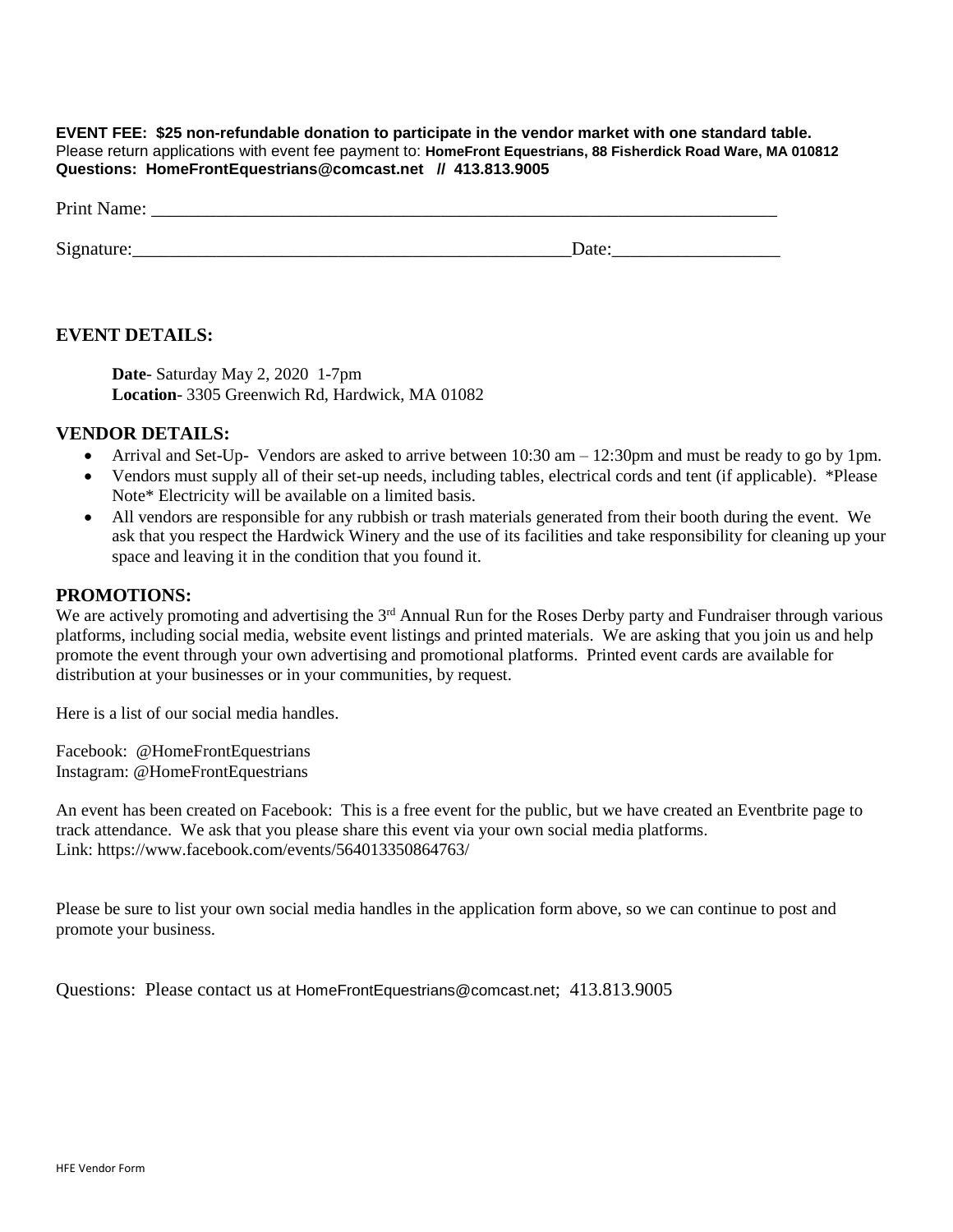**EVENT FEE: $25 non-refundable donation to participate in the vendor market with one standard table.**
Please return applications with event fee payment to: **HomeFront Equestrians, 88 Fisherdick Road Ware, MA 010812**
**Questions: HomeFrontEquestrians@comcast.net // 413.813.9005**

Print Name: ___________________________________________________________________

Signature:_______________________________________________Date:_________________

## EVENT DETAILS:

**Date**- Saturday May 2, 2020 1-7pm
**Location**- 3305 Greenwich Rd, Hardwick, MA 01082

## VENDOR DETAILS:

- Arrival and Set-Up- Vendors are asked to arrive between 10:30 am – 12:30pm and must be ready to go by 1pm.
- Vendors must supply all of their set-up needs, including tables, electrical cords and tent (if applicable). *Please Note* Electricity will be available on a limited basis.
- All vendors are responsible for any rubbish or trash materials generated from their booth during the event. We ask that you respect the Hardwick Winery and the use of its facilities and take responsibility for cleaning up your space and leaving it in the condition that you found it.

## PROMOTIONS:

We are actively promoting and advertising the 3rd Annual Run for the Roses Derby party and Fundraiser through various platforms, including social media, website event listings and printed materials. We are asking that you join us and help promote the event through your own advertising and promotional platforms. Printed event cards are available for distribution at your businesses or in your communities, by request.

Here is a list of our social media handles.

Facebook: @HomeFrontEquestrians
Instagram: @HomeFrontEquestrians

An event has been created on Facebook: This is a free event for the public, but we have created an Eventbrite page to track attendance. We ask that you please share this event via your own social media platforms.
Link: https://www.facebook.com/events/564013350864763/

Please be sure to list your own social media handles in the application form above, so we can continue to post and promote your business.

Questions: Please contact us at HomeFrontEquestrians@comcast.net; 413.813.9005